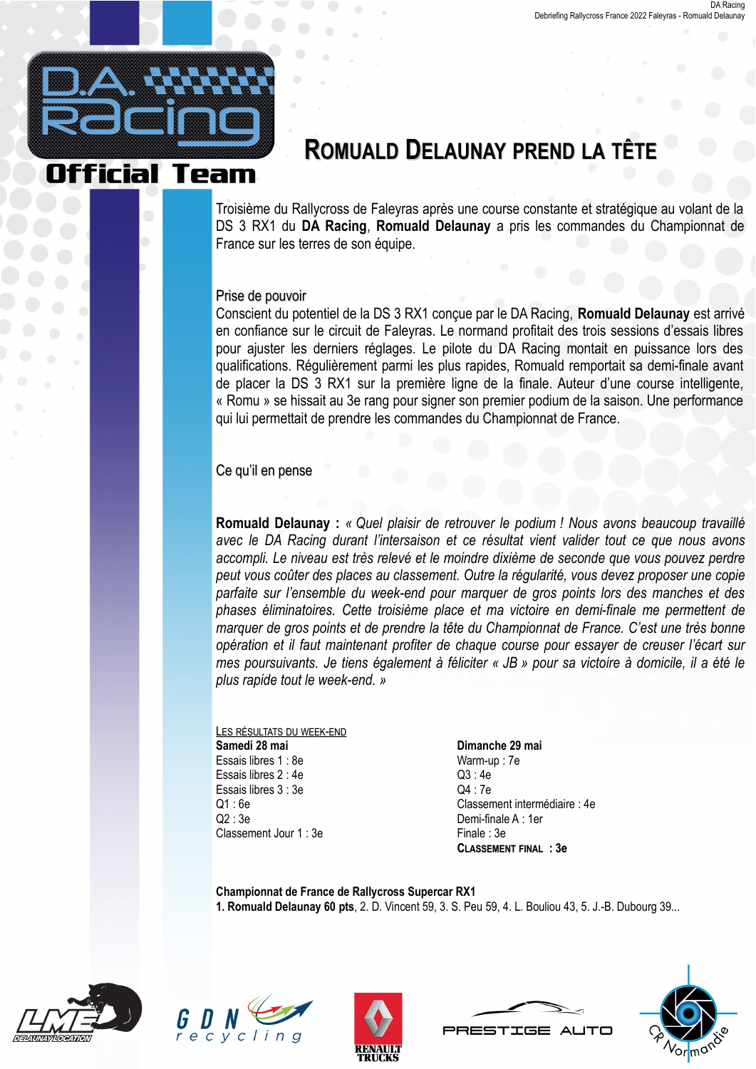# Romuald Delaunay prend la tête

Troisième du Rallycross de Faleyras après une course constante et stratégique au volant de la DS 3 RX1 du **DA Racing**, **Romuald Delaunay** a pris les commandes du Championnat de France sur les terres de son équipe.

## Prise de pouvoir

Conscient du potentiel de la DS 3 RX1 conçue par le DA Racing, **Romuald Delaunay** est arrivé en confiance sur le circuit de Faleyras. Le normand profitait des trois sessions d'essais libres pour ajuster les derniers réglages. Le pilote du DA Racing montait en puissance lors des qualifications. Régulièrement parmi les plus rapides, Romuald remportait sa demi-finale avant de placer la DS 3 RX1 sur la première ligne de la finale. Auteur d'une course intelligente, « Romu » se hissait au 3e rang pour signer son premier podium de la saison. Une performance qui lui permettait de prendre les commandes du Championnat de France.

## Ce qu'il en pense

**Romuald Delaunay :** *« Quel plaisir de retrouver le podium ! Nous avons beaucoup travaillé avec le DA Racing durant l'intersaison et ce résultat vient valider tout ce que nous avons accompli. Le niveau est très relevé et le moindre dixième de seconde que vous pouvez perdre peut vous coûter des places au classement. Outre la régularité, vous devez proposer une copie parfaite sur l'ensemble du week-end pour marquer de gros points lors des manches et des phases éliminatoires. Cette troisième place et ma victoire en demi-finale me permettent de marquer de gros points et de prendre la tête du Championnat de France. C'est une très bonne opération et il faut maintenant profiter de chaque course pour essayer de creuser l'écart sur mes poursuivants. Je tiens également à féliciter « JB » pour sa victoire à domicile, il a été le plus rapide tout le week-end. »*

## Les résultats du week-end

**Samedi 28 mai**
Essais libres 1 : 8e
Essais libres 2 : 4e
Essais libres 3 : 3e
Q1 : 6e
Q2 : 3e
Classement Jour 1 : 3e

**Dimanche 29 mai**
Warm-up : 7e
Q3 : 4e
Q4 : 7e
Classement intermédiaire : 4e
Demi-finale A : 1er
Finale : 3e
**Classement final : 3e**

**Championnat de France de Rallycross Supercar RX1**
**1. Romuald Delaunay 60 pts**, 2. D. Vincent 59, 3. S. Peu 59, 4. L. Bouliou 43, 5. J.-B. Dubourg 39...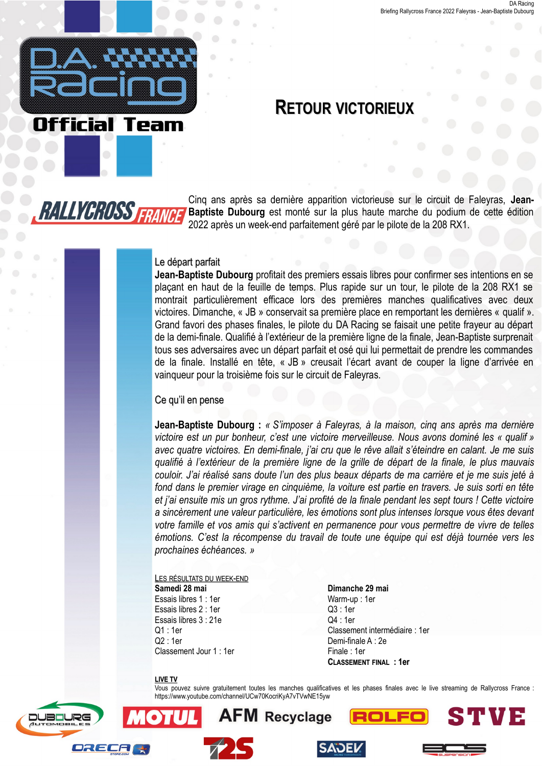# Retour victorieux

Cinq ans après sa dernière apparition victorieuse sur le circuit de Faleyras, **Jean-Baptiste Dubourg** est monté sur la plus haute marche du podium de cette édition 2022 après un week-end parfaitement géré par le pilote de la 208 RX1.

## Le départ parfait

**Jean-Baptiste Dubourg** profitait des premiers essais libres pour confirmer ses intentions en se plaçant en haut de la feuille de temps. Plus rapide sur un tour, le pilote de la 208 RX1 se montrait particulièrement efficace lors des premières manches qualificatives avec deux victoires. Dimanche, « JB » conservait sa première place en remportant les dernières « qualif ». Grand favori des phases finales, le pilote du DA Racing se faisait une petite frayeur au départ de la demi-finale. Qualifié à l'extérieur de la première ligne de la finale, Jean-Baptiste surprenait tous ses adversaires avec un départ parfait et osé qui lui permettait de prendre les commandes de la finale. Installé en tête, « JB » creusait l'écart avant de couper la ligne d'arrivée en vainqueur pour la troisième fois sur le circuit de Faleyras.

## Ce qu'il en pense

**Jean-Baptiste Dubourg :** *« S'imposer à Faleyras, à la maison, cinq ans après ma dernière victoire est un pur bonheur, c'est une victoire merveilleuse. Nous avons dominé les « qualif » avec quatre victoires. En demi-finale, j'ai cru que le rêve allait s'éteindre en calant. Je me suis qualifié à l'extérieur de la première ligne de la grille de départ de la finale, le plus mauvais couloir. J'ai réalisé sans doute l'un des plus beaux départs de ma carrière et je me suis jeté à fond dans le premier virage en cinquième, la voiture est partie en travers. Je suis sorti en tête et j'ai ensuite mis un gros rythme. J'ai profité de la finale pendant les sept tours ! Cette victoire a sincèrement une valeur particulière, les émotions sont plus intenses lorsque vous êtes devant votre famille et vos amis qui s'activent en permanence pour vous permettre de vivre de telles émotions. C'est la récompense du travail de toute une équipe qui est déjà tournée vers les prochaines échéances. »*

## Les résultats du week-end

**Samedi 28 mai**
Essais libres 1 : 1er
Essais libres 2 : 1er
Essais libres 3 : 21e
Q1 : 1er
Q2 : 1er
Classement Jour 1 : 1er

**Dimanche 29 mai**
Warm-up : 1er
Q3 : 1er
Q4 : 1er
Classement intermédiaire : 1er
Demi-finale A : 2e
Finale : 1er
**Classement final : 1er**

## Live TV

Vous pouvez suivre gratuitement toutes les manches qualificatives et les phases finales avec le live streaming de Rallycross France : https://www.youtube.com/channel/UCw70KocriKyA7vTVwNE15yw